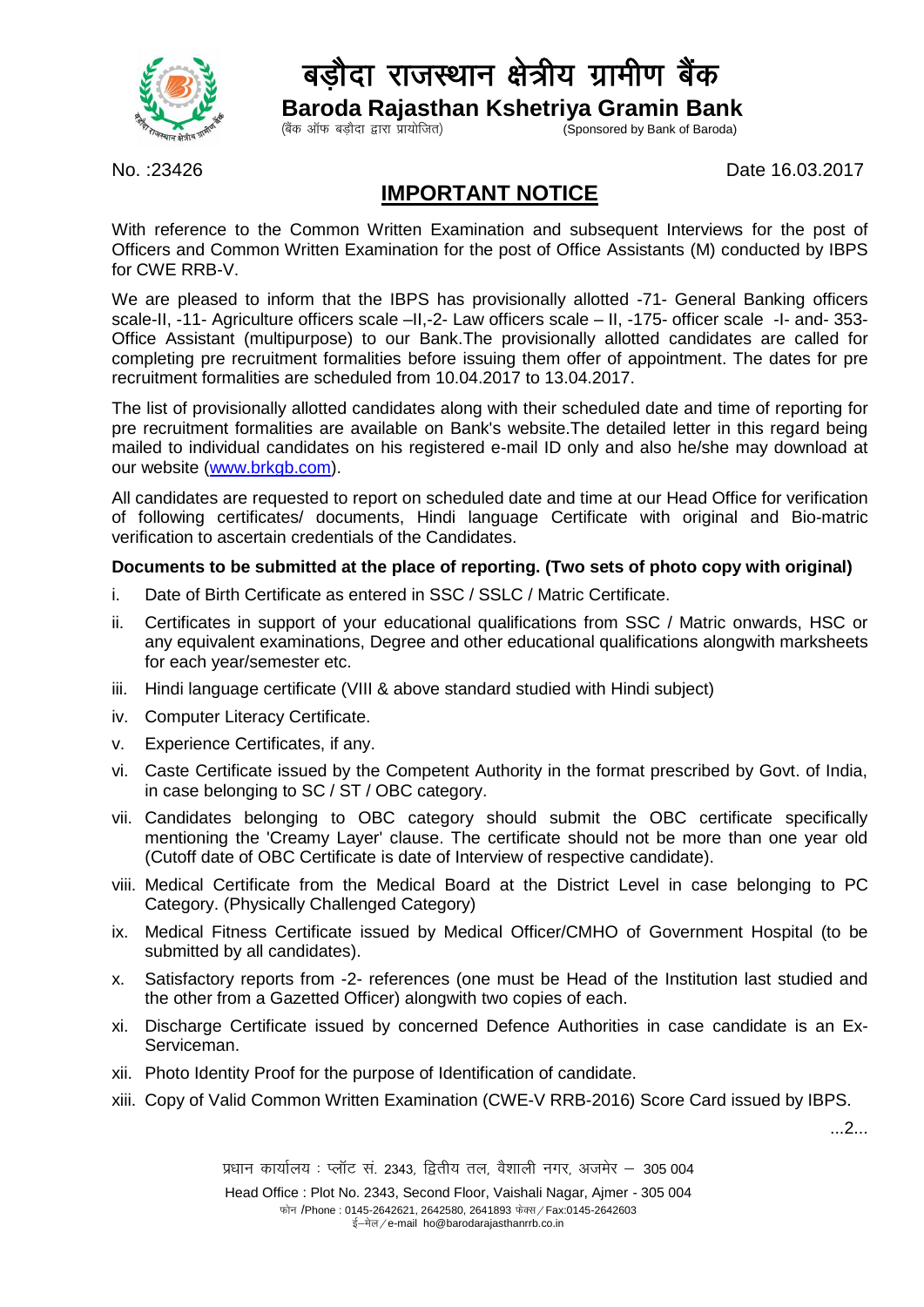# बड़ौदा राजस्थान क्षेत्रीय ग्रामीण बैंक

## Baroda Rajasthan Kshetriya Gramin Bank

(बैंक ऑफ बड़ौदा द्वारा प्रायोजित) (Sponsored by Bank of Baroda)

No. :23426 Date 16.03.2017

## IMPORTANT NOTICE

With reference to the Common Written Examination and subsequent Interviews for the post of Officers and Common Written Examination for the post of Office Assistants (M) conducted by IBPS for CWE RRB-V.

We are pleased to inform that the IBPS has provisionally allotted -71- General Banking officers scale-II, -11- Agriculture officers scale –II,-2- Law officers scale – II, -175- officer scale -I- and- 353- Office Assistant (multipurpose) to our Bank.The provisionally allotted candidates are called for completing pre recruitment formalities before issuing them offer of appointment. The dates for pre recruitment formalities are scheduled from 10.04.2017 to 13.04.2017.

The list of provisionally allotted candidates along with their scheduled date and time of reporting for pre recruitment formalities are available on Bank's website.The detailed letter in this regard being mailed to individual candidates on his registered e-mail ID only and also he/she may download at our website (www.brkgb.com).

All candidates are requested to report on scheduled date and time at our Head Office for verification of following certificates/ documents, Hindi language Certificate with original and Bio-matric verification to ascertain credentials of the Candidates.

**Documents to be submitted at the place of reporting. (Two sets of photo copy with original)**

i. Date of Birth Certificate as entered in SSC / SSLC / Matric Certificate.

ii. Certificates in support of your educational qualifications from SSC / Matric onwards, HSC or any equivalent examinations, Degree and other educational qualifications alongwith marksheets for each year/semester etc.

iii. Hindi language certificate (VIII & above standard studied with Hindi subject)

iv. Computer Literacy Certificate.

v. Experience Certificates, if any.

vi. Caste Certificate issued by the Competent Authority in the format prescribed by Govt. of India, in case belonging to SC / ST / OBC category.

vii. Candidates belonging to OBC category should submit the OBC certificate specifically mentioning the 'Creamy Layer' clause. The certificate should not be more than one year old (Cutoff date of OBC Certificate is date of Interview of respective candidate).

viii. Medical Certificate from the Medical Board at the District Level in case belonging to PC Category. (Physically Challenged Category)

ix. Medical Fitness Certificate issued by Medical Officer/CMHO of Government Hospital (to be submitted by all candidates).

x. Satisfactory reports from -2- references (one must be Head of the Institution last studied and the other from a Gazetted Officer) alongwith two copies of each.

xi. Discharge Certificate issued by concerned Defence Authorities in case candidate is an Ex-Serviceman.

xii. Photo Identity Proof for the purpose of Identification of candidate.

xiii. Copy of Valid Common Written Examination (CWE-V RRB-2016) Score Card issued by IBPS.

...2...

प्रधान कार्यालय : प्लॉट सं. 2343, द्वितीय तल, वैशाली नगर, अजमेर – 305 004

Head Office : Plot No. 2343, Second Floor, Vaishali Nagar, Ajmer - 305 004

फोन /Phone : 0145-2642621, 2642580, 2641893 फेक्स / Fax:0145-2642603

ई–मेल / e-mail ho@barodarajasthanrrb.co.in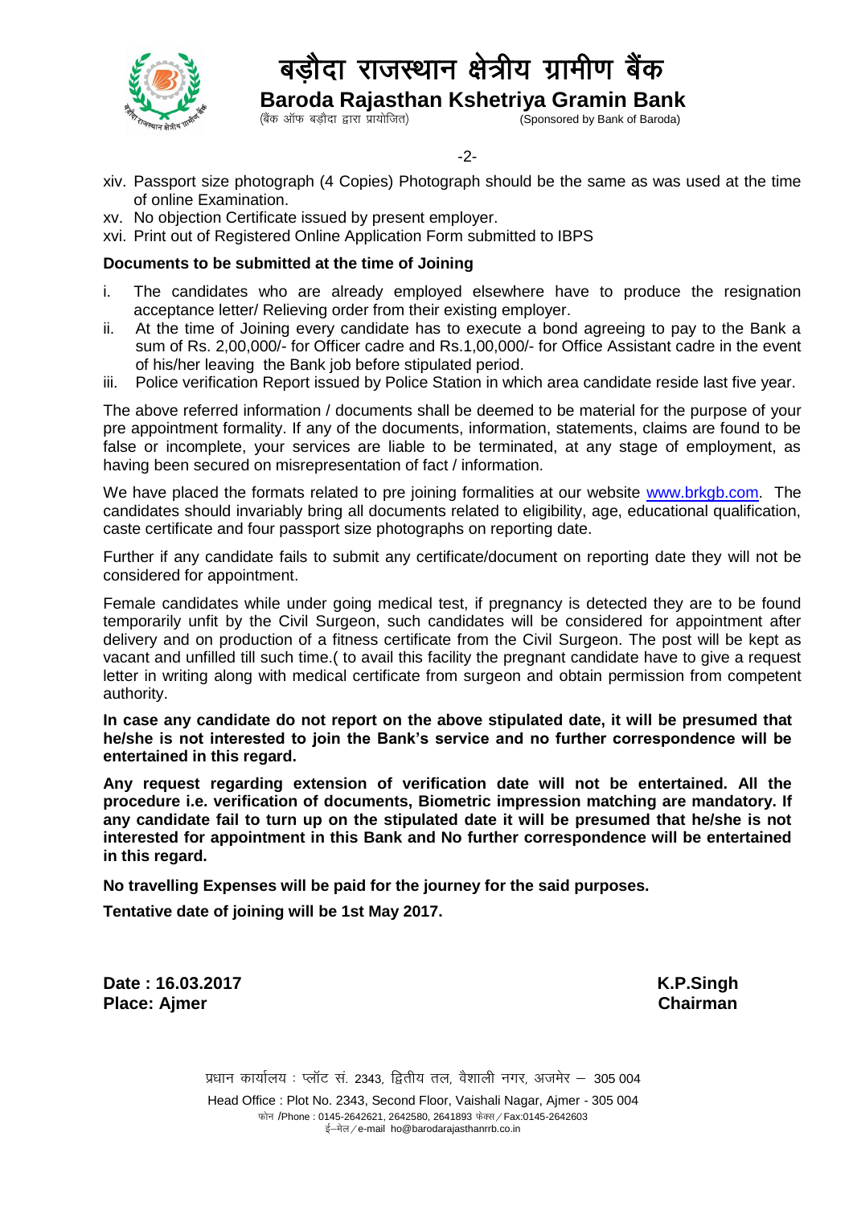xiv. Passport size photograph (4 Copies) Photograph should be the same as was used at the time of online Examination.
xv. No objection Certificate issued by present employer.
xvi. Print out of Registered Online Application Form submitted to IBPS

**Documents to be submitted at the time of Joining**

i. The candidates who are already employed elsewhere have to produce the resignation acceptance letter/ Relieving order from their existing employer.
ii. At the time of Joining every candidate has to execute a bond agreeing to pay to the Bank a sum of Rs. 2,00,000/- for Officer cadre and Rs.1,00,000/- for Office Assistant cadre in the event of his/her leaving the Bank job before stipulated period.
iii. Police verification Report issued by Police Station in which area candidate reside last five year.

The above referred information / documents shall be deemed to be material for the purpose of your pre appointment formality. If any of the documents, information, statements, claims are found to be false or incomplete, your services are liable to be terminated, at any stage of employment, as having been secured on misrepresentation of fact / information.

We have placed the formats related to pre joining formalities at our website www.brkgb.com. The candidates should invariably bring all documents related to eligibility, age, educational qualification, caste certificate and four passport size photographs on reporting date.

Further if any candidate fails to submit any certificate/document on reporting date they will not be considered for appointment.

Female candidates while under going medical test, if pregnancy is detected they are to be found temporarily unfit by the Civil Surgeon, such candidates will be considered for appointment after delivery and on production of a fitness certificate from the Civil Surgeon. The post will be kept as vacant and unfilled till such time.( to avail this facility the pregnant candidate have to give a request letter in writing along with medical certificate from surgeon and obtain permission from competent authority.

**In case any candidate do not report on the above stipulated date, it will be presumed that he/she is not interested to join the Bank's service and no further correspondence will be entertained in this regard.**

**Any request regarding extension of verification date will not be entertained. All the procedure i.e. verification of documents, Biometric impression matching are mandatory. If any candidate fail to turn up on the stipulated date it will be presumed that he/she is not interested for appointment in this Bank and No further correspondence will be entertained in this regard.**

**No travelling Expenses will be paid for the journey for the said purposes.**

**Tentative date of joining will be 1st May 2017.**

**Date : 16.03.2017**
**Place: Ajmer**

**K.P.Singh**
**Chairman**